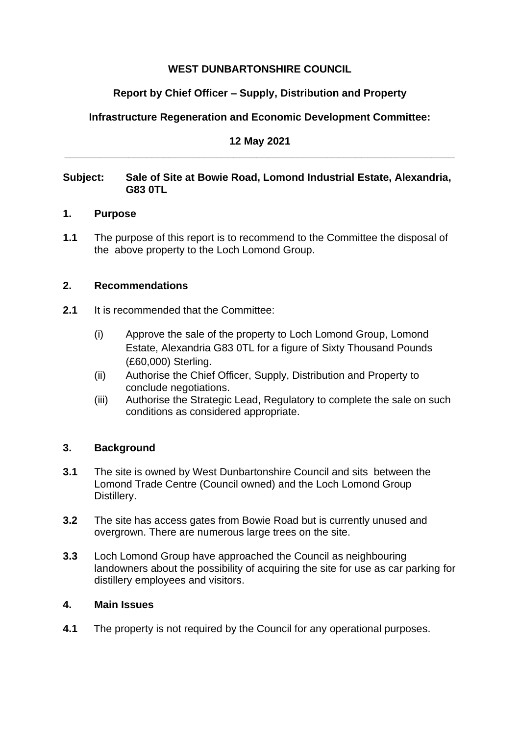**WEST DUNBARTONSHIRE COUNCIL**

**Report by Chief Officer – Supply, Distribution and Property**

**Infrastructure Regeneration and Economic Development Committee:**

**12 May 2021**

---

**Subject: Sale of Site at Bowie Road, Lomond Industrial Estate, Alexandria, G83 0TL**

## 1. Purpose

**1.1** The purpose of this report is to recommend to the Committee the disposal of the above property to the Loch Lomond Group.

## 2. Recommendations

**2.1** It is recommended that the Committee:

(i) Approve the sale of the property to Loch Lomond Group, Lomond Estate, Alexandria G83 0TL for a figure of Sixty Thousand Pounds (£60,000) Sterling.

(ii) Authorise the Chief Officer, Supply, Distribution and Property to conclude negotiations.

(iii) Authorise the Strategic Lead, Regulatory to complete the sale on such conditions as considered appropriate.

## 3. Background

**3.1** The site is owned by West Dunbartonshire Council and sits between the Lomond Trade Centre (Council owned) and the Loch Lomond Group Distillery.

**3.2** The site has access gates from Bowie Road but is currently unused and overgrown. There are numerous large trees on the site.

**3.3** Loch Lomond Group have approached the Council as neighbouring landowners about the possibility of acquiring the site for use as car parking for distillery employees and visitors.

## 4. Main Issues

**4.1** The property is not required by the Council for any operational purposes.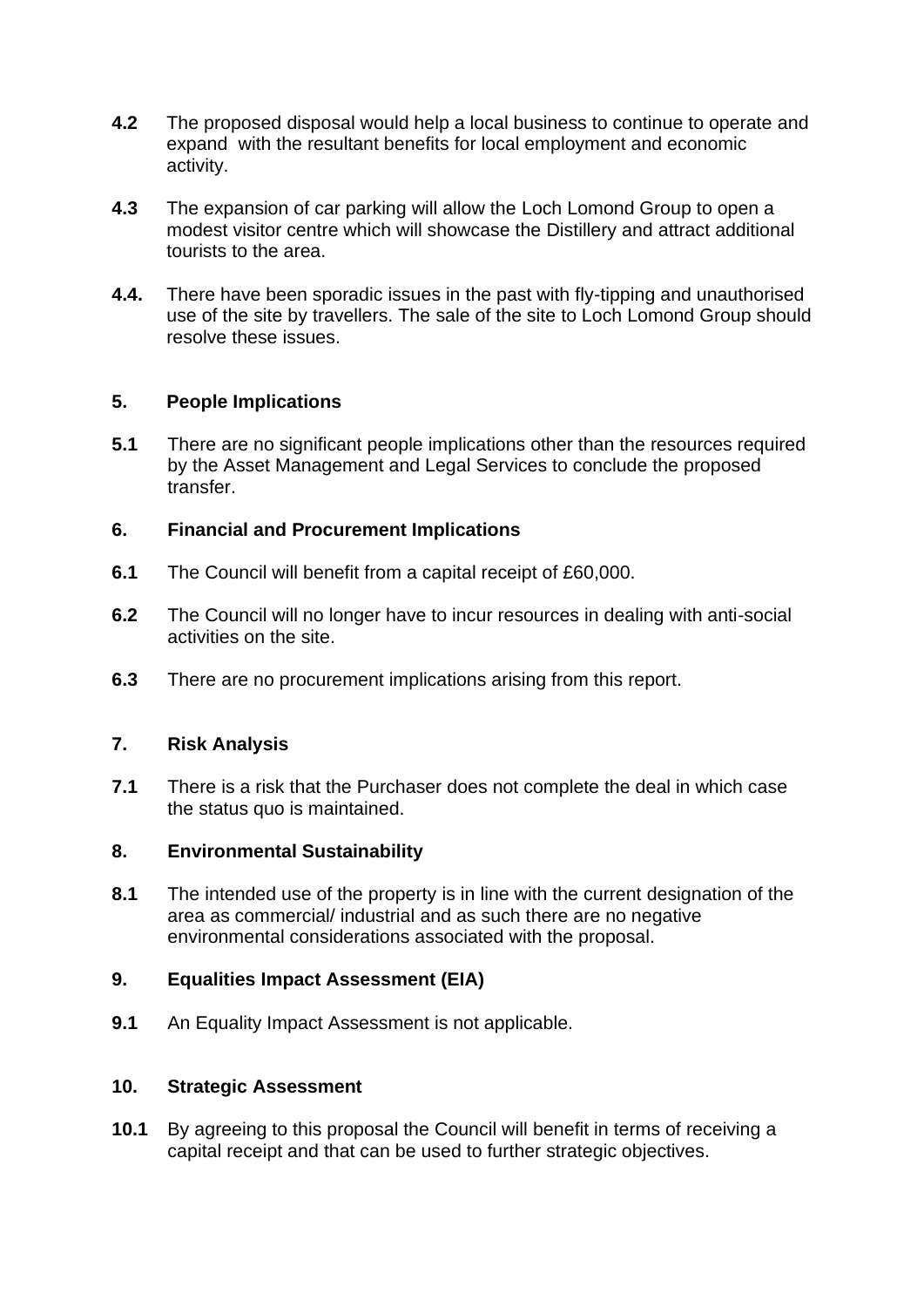**4.2** The proposed disposal would help a local business to continue to operate and expand with the resultant benefits for local employment and economic activity.

**4.3** The expansion of car parking will allow the Loch Lomond Group to open a modest visitor centre which will showcase the Distillery and attract additional tourists to the area.

**4.4.** There have been sporadic issues in the past with fly-tipping and unauthorised use of the site by travellers. The sale of the site to Loch Lomond Group should resolve these issues.

## 5. People Implications

**5.1** There are no significant people implications other than the resources required by the Asset Management and Legal Services to conclude the proposed transfer.

## 6. Financial and Procurement Implications

**6.1** The Council will benefit from a capital receipt of £60,000.

**6.2** The Council will no longer have to incur resources in dealing with anti-social activities on the site.

**6.3** There are no procurement implications arising from this report.

## 7. Risk Analysis

**7.1** There is a risk that the Purchaser does not complete the deal in which case the status quo is maintained.

## 8. Environmental Sustainability

**8.1** The intended use of the property is in line with the current designation of the area as commercial/ industrial and as such there are no negative environmental considerations associated with the proposal.

## 9. Equalities Impact Assessment (EIA)

**9.1** An Equality Impact Assessment is not applicable.

## 10. Strategic Assessment

**10.1** By agreeing to this proposal the Council will benefit in terms of receiving a capital receipt and that can be used to further strategic objectives.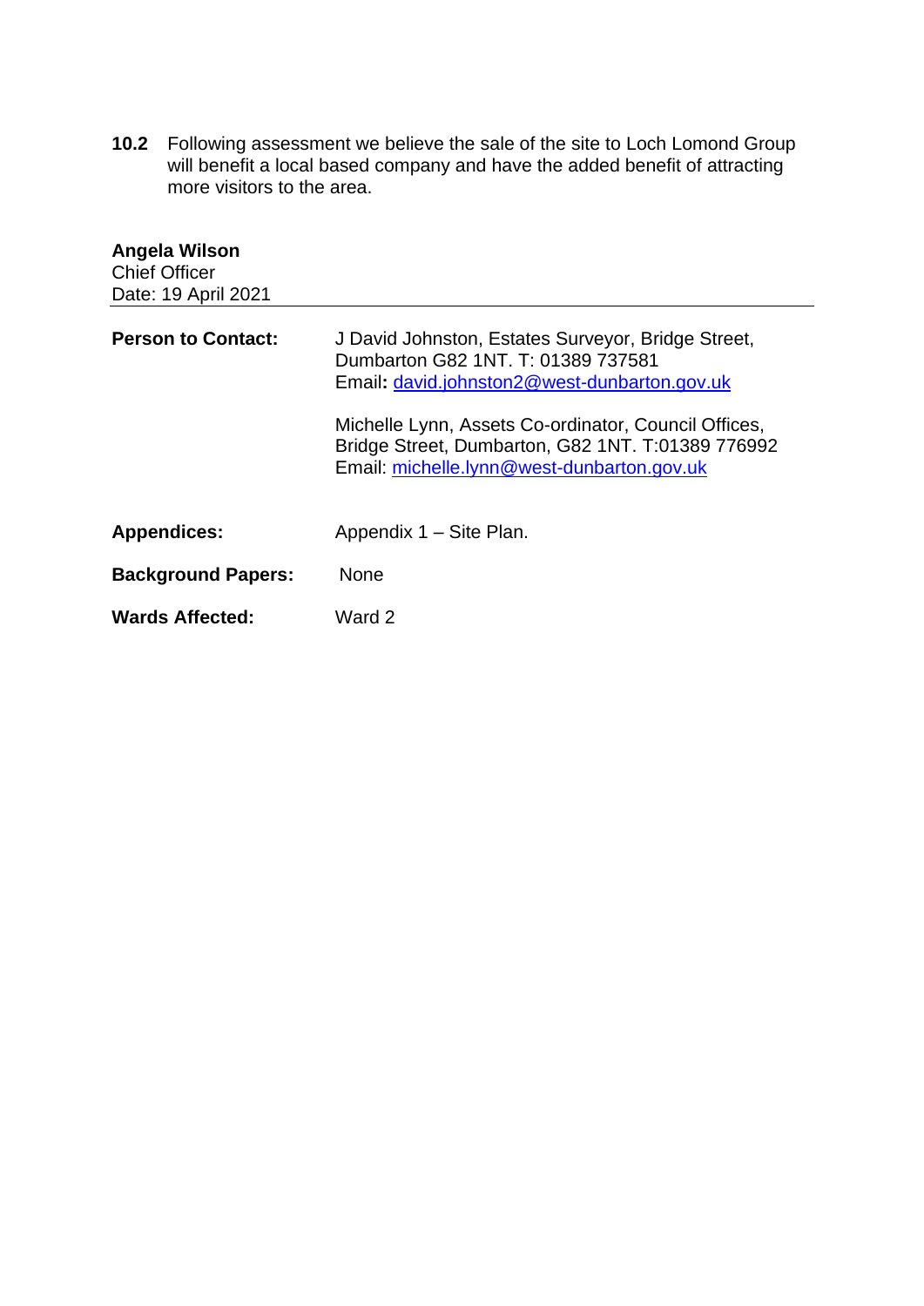**10.2** Following assessment we believe the sale of the site to Loch Lomond Group will benefit a local based company and have the added benefit of attracting more visitors to the area.

**Angela Wilson**
Chief Officer
Date: 19 April 2021

---

| | |
|---|---|
| **Person to Contact:** | J David Johnston, Estates Surveyor, Bridge Street, Dumbarton G82 1NT. T: 01389 737581 Email**:** david.johnston2@west-dunbarton.gov.uk<br><br>Michelle Lynn, Assets Co-ordinator, Council Offices, Bridge Street, Dumbarton, G82 1NT. T:01389 776992 Email: michelle.lynn@west-dunbarton.gov.uk |
| **Appendices:** | Appendix 1 – Site Plan. |
| **Background Papers:** | None |
| **Wards Affected:** | Ward 2 |